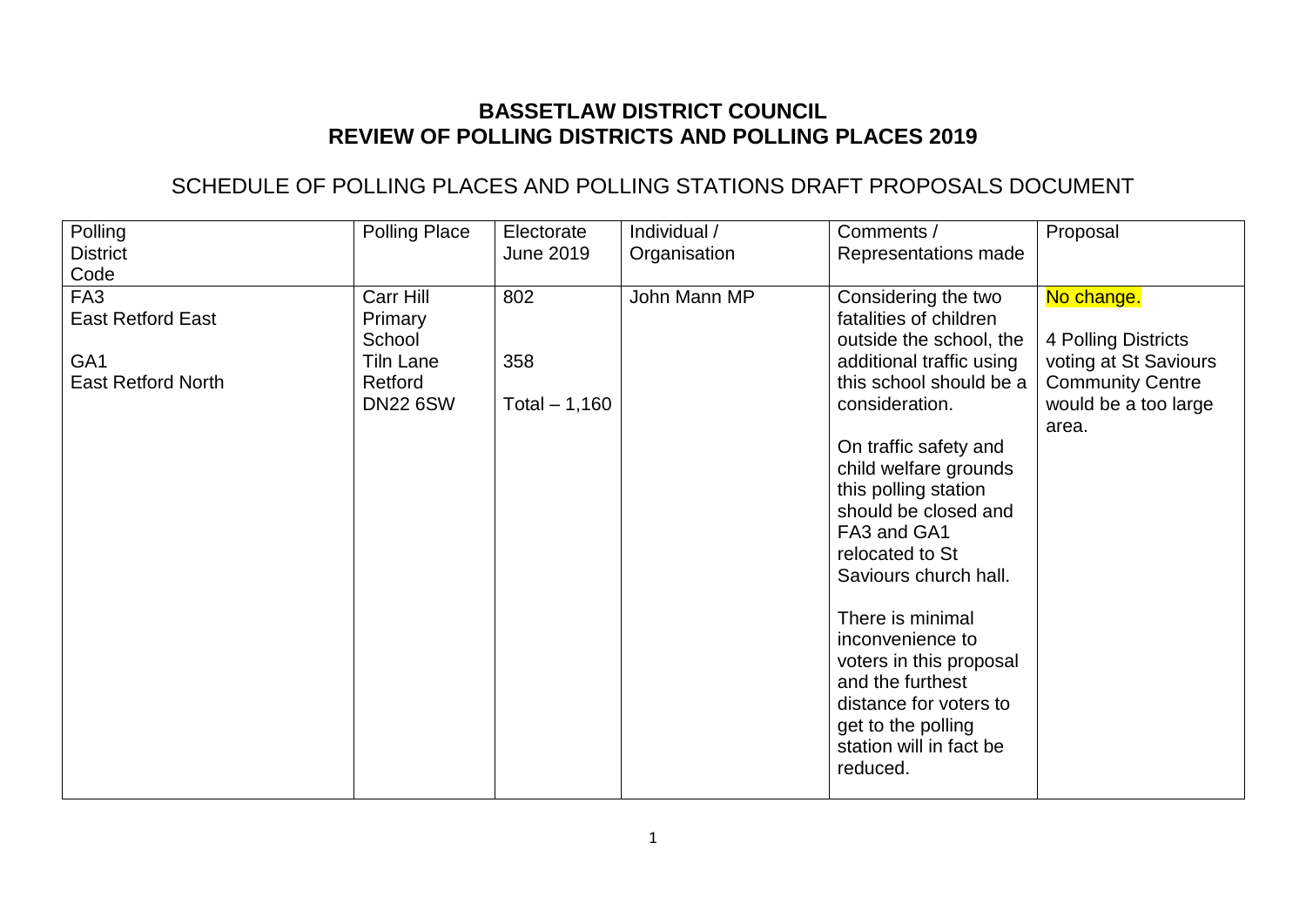# BASSETLAW DISTRICT COUNCIL
# REVIEW OF POLLING DISTRICTS AND POLLING PLACES 2019

## SCHEDULE OF POLLING PLACES AND POLLING STATIONS DRAFT PROPOSALS DOCUMENT

| Polling District Code | Polling Place | Electorate June 2019 | Individual / Organisation | Comments / Representations made | Proposal |
|---|---|---|---|---|---|
| FA3<br>East Retford East<br><br>GA1<br>East Retford North | Carr Hill Primary School<br>Tiln Lane<br>Retford<br>DN22 6SW | 802<br><br><br>358<br><br>Total – 1,160 | John Mann MP | Considering the two fatalities of children outside the school, the additional traffic using this school should be a consideration.<br><br>On traffic safety and child welfare grounds this polling station should be closed and FA3 and GA1 relocated to St Saviours church hall.<br><br>There is minimal inconvenience to voters in this proposal and the furthest distance for voters to get to the polling station will in fact be reduced. | No change.<br><br>4 Polling Districts voting at St Saviours Community Centre would be a too large area. |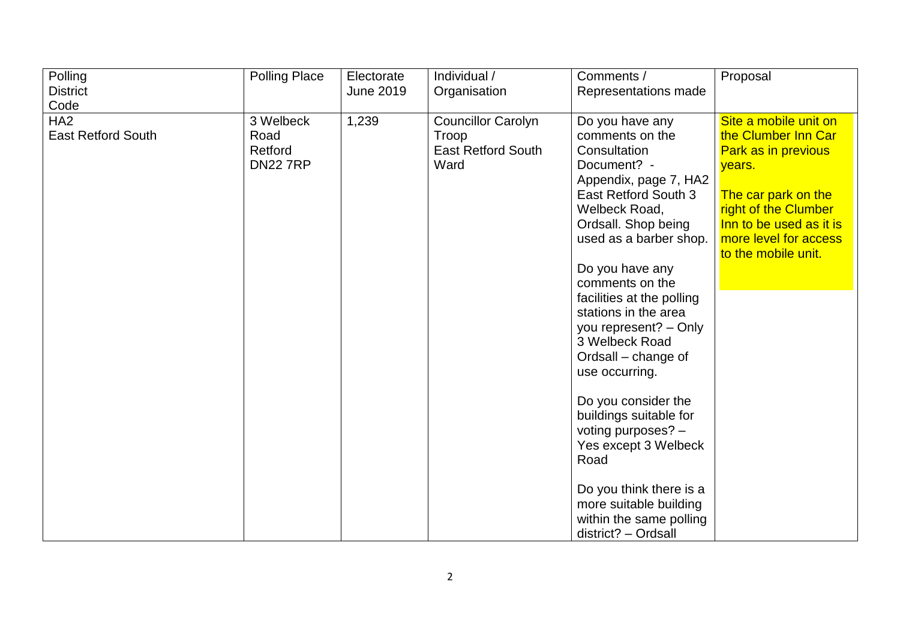| Polling District Code | Polling Place | Electorate June 2019 | Individual / Organisation | Comments / Representations made | Proposal |
|---|---|---|---|---|---|
| HA2 East Retford South | 3 Welbeck Road Retford DN22 7RP | 1,239 | Councillor Carolyn Troop East Retford South Ward | Do you have any comments on the Consultation Document? - Appendix, page 7, HA2 East Retford South 3 Welbeck Road, Ordsall. Shop being used as a barber shop.<br><br>Do you have any comments on the facilities at the polling stations in the area you represent? – Only 3 Welbeck Road Ordsall – change of use occurring.<br><br>Do you consider the buildings suitable for voting purposes? – Yes except 3 Welbeck Road<br><br>Do you think there is a more suitable building within the same polling district? – Ordsall | Site a mobile unit on the Clumber Inn Car Park as in previous years.<br><br>The car park on the right of the Clumber Inn to be used as it is more level for access to the mobile unit. |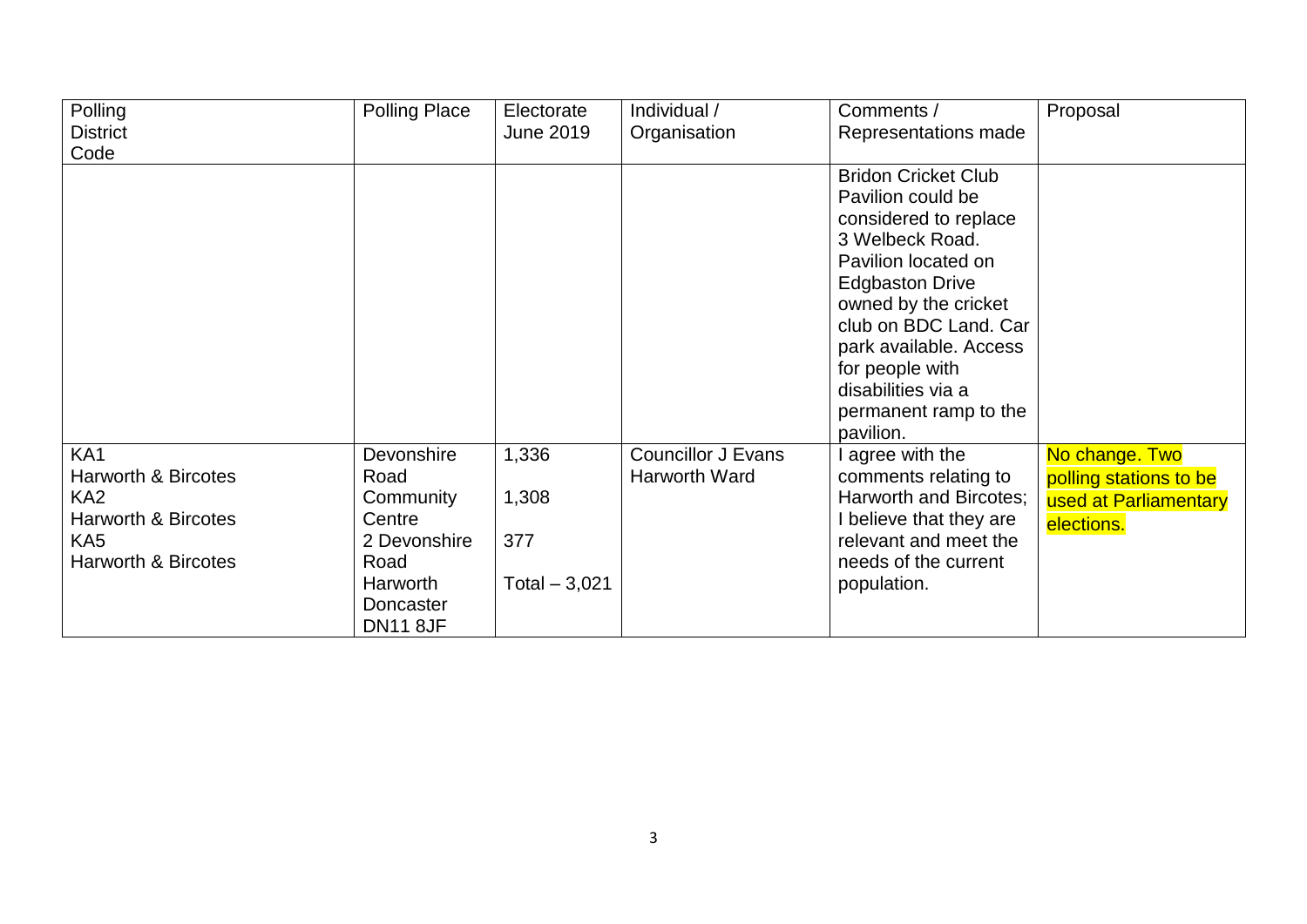| Polling District Code | Polling Place | Electorate June 2019 | Individual / Organisation | Comments / Representations made | Proposal |
|---|---|---|---|---|---|
| | | | | Bridon Cricket Club Pavilion could be considered to replace 3 Welbeck Road. Pavilion located on Edgbaston Drive owned by the cricket club on BDC Land. Car park available. Access for people with disabilities via a permanent ramp to the pavilion. | |
| KA1 Harworth & Bircotes<br>KA2 Harworth & Bircotes<br>KA5 Harworth & Bircotes | Devonshire Road Community Centre 2 Devonshire Road Harworth Doncaster DN11 8JF | 1,336<br>1,308<br>377<br>Total – 3,021 | Councillor J Evans Harworth Ward | I agree with the comments relating to Harworth and Bircotes; I believe that they are relevant and meet the needs of the current population. | No change. Two polling stations to be used at Parliamentary elections. |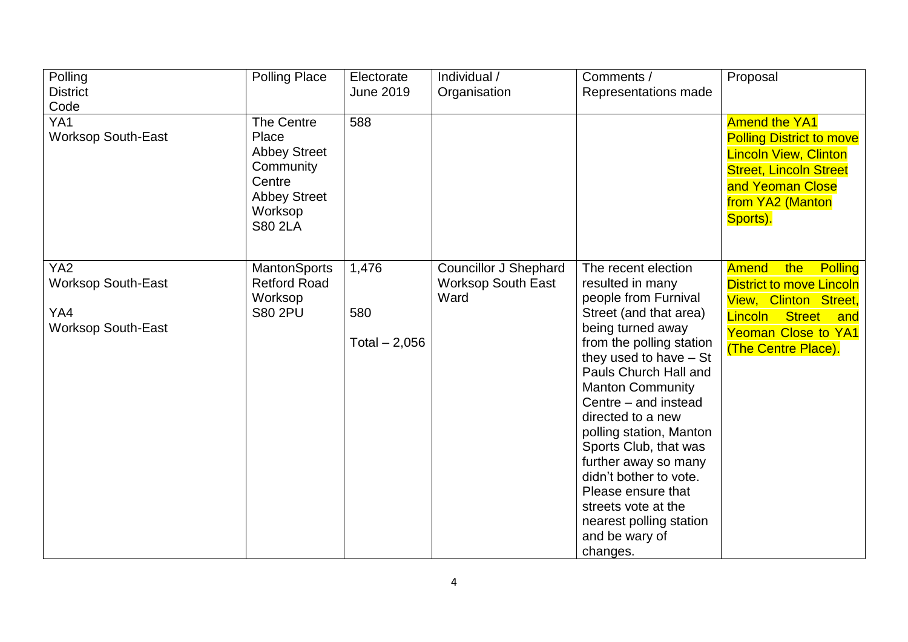| Polling District Code | Polling Place | Electorate June 2019 | Individual / Organisation | Comments / Representations made | Proposal |
|---|---|---|---|---|---|
| YA1 Worksop South-East | The Centre Place Abbey Street Community Centre Abbey Street Worksop S80 2LA | 588 | | | Amend the YA1 Polling District to move Lincoln View, Clinton Street, Lincoln Street and Yeoman Close from YA2 (Manton Sports). |
| YA2 Worksop South-East<br><br>YA4 Worksop South-East | MantonSports Retford Road Worksop S80 2PU | 1,476<br><br>580<br><br>Total – 2,056 | Councillor J Shephard Worksop South East Ward | The recent election resulted in many people from Furnival Street (and that area) being turned away from the polling station they used to have – St Pauls Church Hall and Manton Community Centre – and instead directed to a new polling station, Manton Sports Club, that was further away so many didn't bother to vote. Please ensure that streets vote at the nearest polling station and be wary of changes. | Amend the Polling District to move Lincoln View, Clinton Street, Lincoln Street and Yeoman Close to YA1 (The Centre Place). |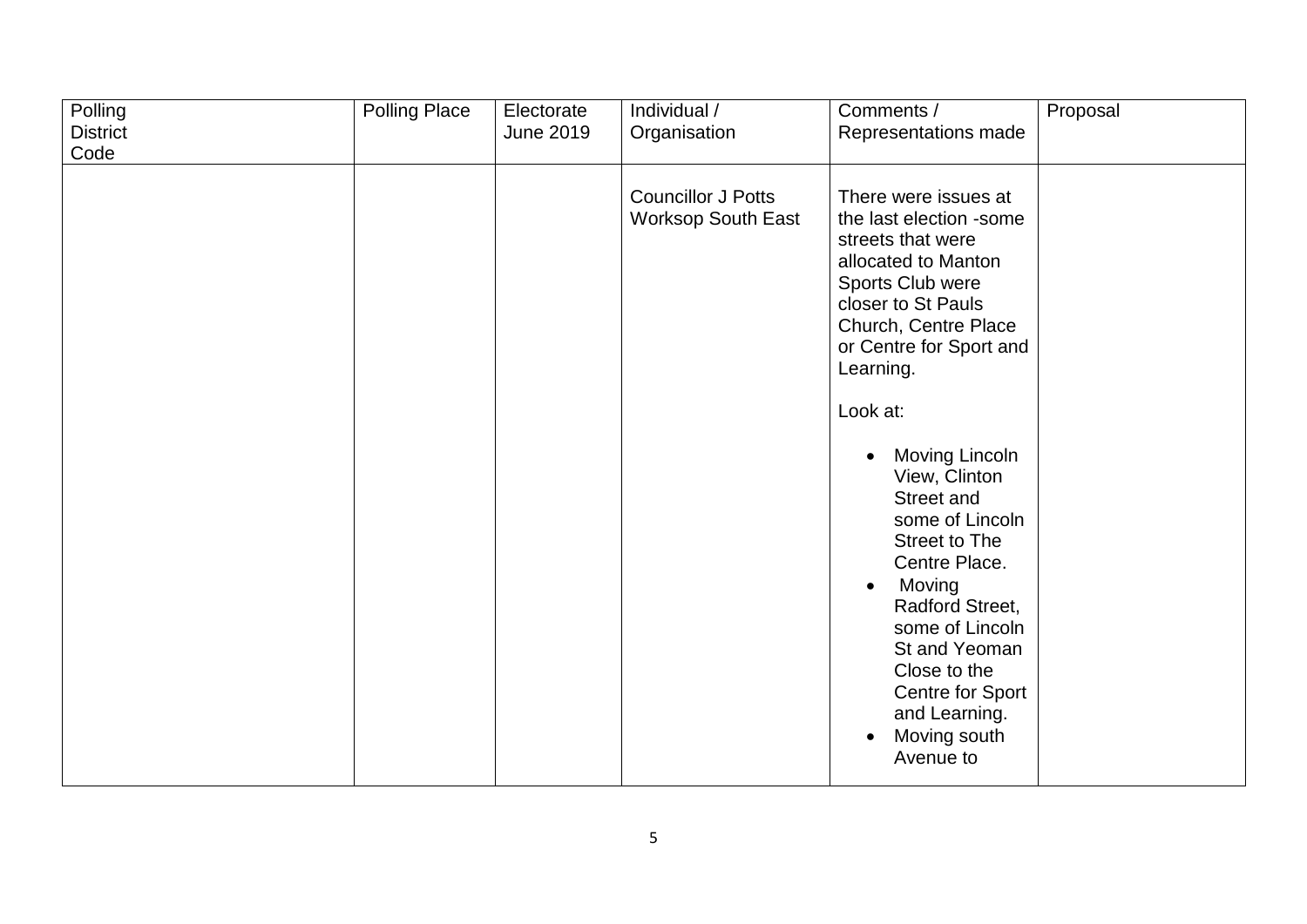| Polling District Code | Polling Place | Electorate June 2019 | Individual / Organisation | Comments / Representations made | Proposal |
|---|---|---|---|---|---|
| | | | Councillor J Potts Worksop South East | There were issues at the last election -some streets that were allocated to Manton Sports Club were closer to St Pauls Church, Centre Place or Centre for Sport and Learning.<br><br>Look at:<br><br>• Moving Lincoln View, Clinton Street and some of Lincoln Street to The Centre Place.<br>• Moving Radford Street, some of Lincoln St and Yeoman Close to the Centre for Sport and Learning.<br>• Moving south Avenue to | |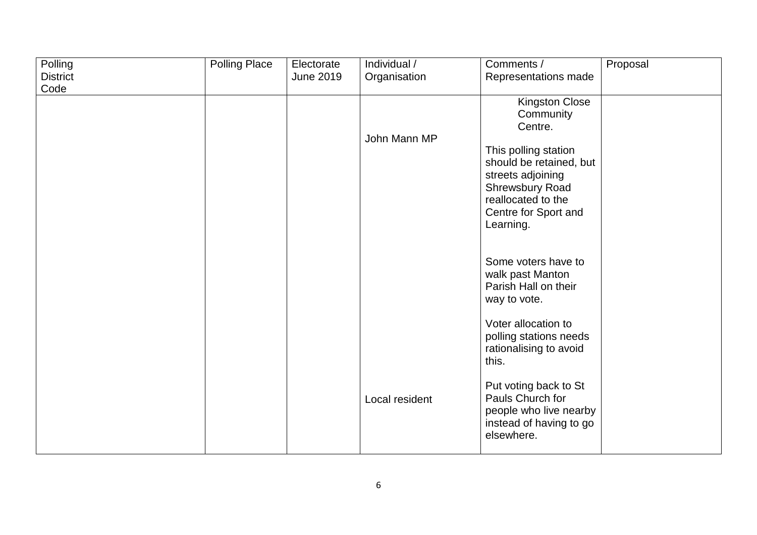| Polling District Code | Polling Place | Electorate June 2019 | Individual / Organisation | Comments / Representations made | Proposal |
|---|---|---|---|---|---|
| | | | John Mann MP | Kingston Close Community Centre.<br><br>This polling station should be retained, but streets adjoining Shrewsbury Road reallocated to the Centre for Sport and Learning.<br><br>Some voters have to walk past Manton Parish Hall on their way to vote.<br><br>Voter allocation to polling stations needs rationalising to avoid this. | |
| | | | Local resident | Put voting back to St Pauls Church for people who live nearby instead of having to go elsewhere. | |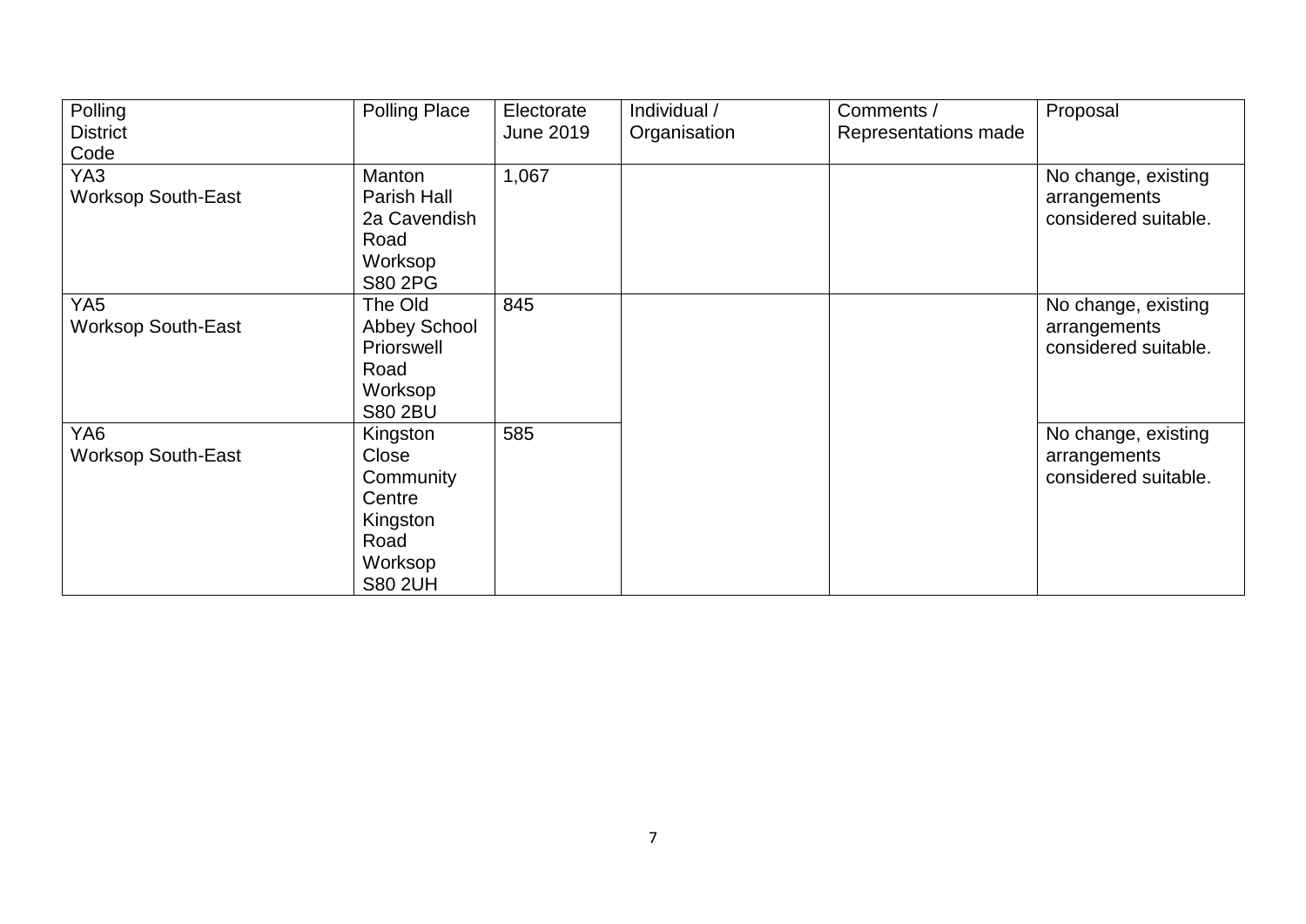| Polling District Code | Polling Place | Electorate June 2019 | Individual / Organisation | Comments / Representations made | Proposal |
|---|---|---|---|---|---|
| YA3 Worksop South-East | Manton Parish Hall 2a Cavendish Road Worksop S80 2PG | 1,067 | | | No change, existing arrangements considered suitable. |
| YA5 Worksop South-East | The Old Abbey School Priorswell Road Worksop S80 2BU | 845 | | | No change, existing arrangements considered suitable. |
| YA6 Worksop South-East | Kingston Close Community Centre Kingston Road Worksop S80 2UH | 585 | | | No change, existing arrangements considered suitable. |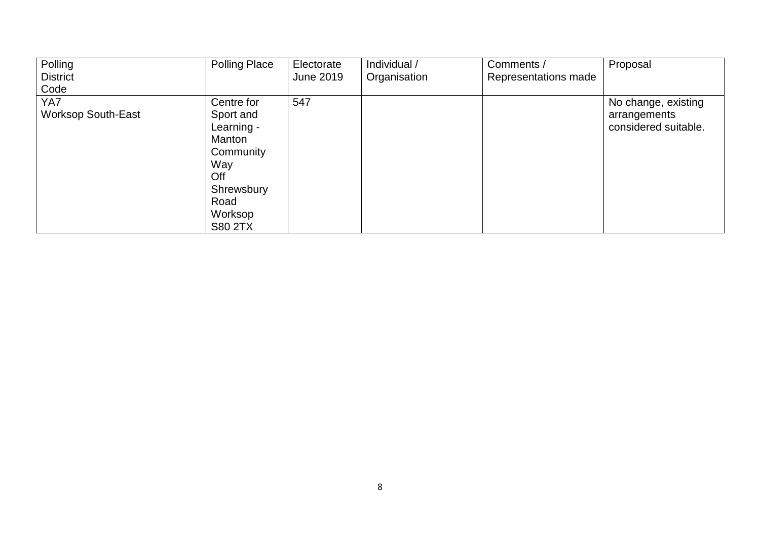| Polling District Code | Polling Place | Electorate June 2019 | Individual / Organisation | Comments / Representations made | Proposal |
| --- | --- | --- | --- | --- | --- |
| YA7 Worksop South-East | Centre for Sport and Learning - Manton Community Way Off Shrewsbury Road Worksop S80 2TX | 547 | | | No change, existing arrangements considered suitable. |